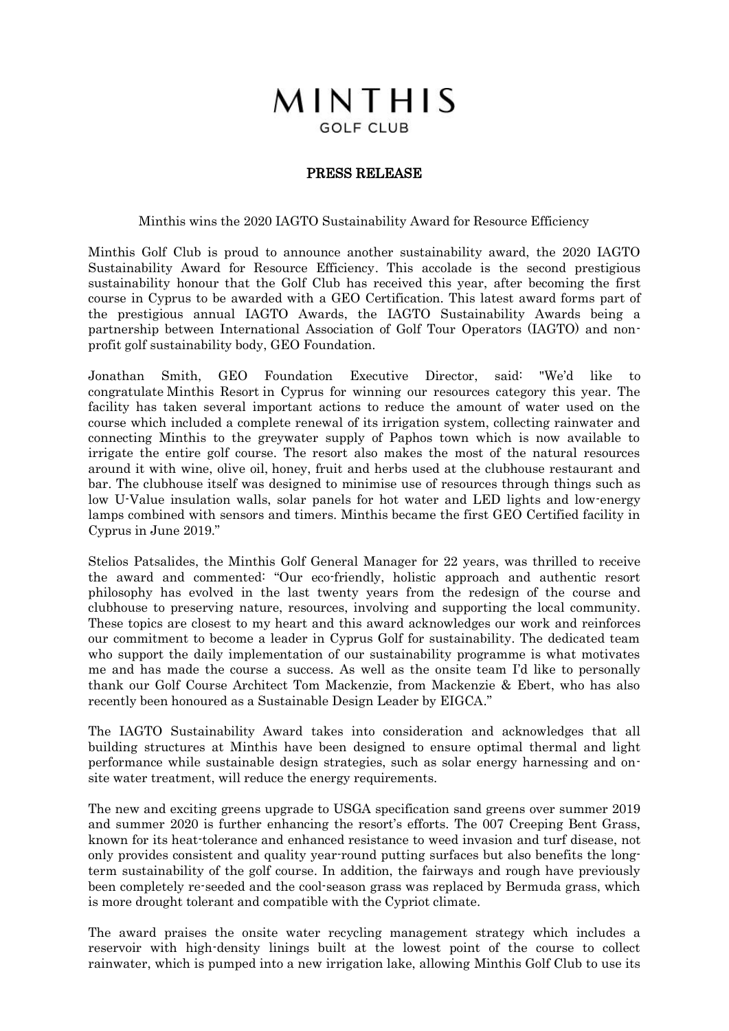# MINTHIS
GOLF CLUB

## PRESS RELEASE

Minthis wins the 2020 IAGTO Sustainability Award for Resource Efficiency

Minthis Golf Club is proud to announce another sustainability award, the 2020 IAGTO Sustainability Award for Resource Efficiency. This accolade is the second prestigious sustainability honour that the Golf Club has received this year, after becoming the first course in Cyprus to be awarded with a GEO Certification. This latest award forms part of the prestigious annual IAGTO Awards, the IAGTO Sustainability Awards being a partnership between International Association of Golf Tour Operators (IAGTO) and non-profit golf sustainability body, GEO Foundation.

Jonathan Smith, GEO Foundation Executive Director, said: "We'd like to congratulate Minthis Resort in Cyprus for winning our resources category this year. The facility has taken several important actions to reduce the amount of water used on the course which included a complete renewal of its irrigation system, collecting rainwater and connecting Minthis to the greywater supply of Paphos town which is now available to irrigate the entire golf course. The resort also makes the most of the natural resources around it with wine, olive oil, honey, fruit and herbs used at the clubhouse restaurant and bar. The clubhouse itself was designed to minimise use of resources through things such as low U-Value insulation walls, solar panels for hot water and LED lights and low-energy lamps combined with sensors and timers. Minthis became the first GEO Certified facility in Cyprus in June 2019."

Stelios Patsalides, the Minthis Golf General Manager for 22 years, was thrilled to receive the award and commented: "Our eco-friendly, holistic approach and authentic resort philosophy has evolved in the last twenty years from the redesign of the course and clubhouse to preserving nature, resources, involving and supporting the local community. These topics are closest to my heart and this award acknowledges our work and reinforces our commitment to become a leader in Cyprus Golf for sustainability. The dedicated team who support the daily implementation of our sustainability programme is what motivates me and has made the course a success. As well as the onsite team I'd like to personally thank our Golf Course Architect Tom Mackenzie, from Mackenzie & Ebert, who has also recently been honoured as a Sustainable Design Leader by EIGCA."

The IAGTO Sustainability Award takes into consideration and acknowledges that all building structures at Minthis have been designed to ensure optimal thermal and light performance while sustainable design strategies, such as solar energy harnessing and on-site water treatment, will reduce the energy requirements.

The new and exciting greens upgrade to USGA specification sand greens over summer 2019 and summer 2020 is further enhancing the resort's efforts. The 007 Creeping Bent Grass, known for its heat-tolerance and enhanced resistance to weed invasion and turf disease, not only provides consistent and quality year-round putting surfaces but also benefits the long-term sustainability of the golf course. In addition, the fairways and rough have previously been completely re-seeded and the cool-season grass was replaced by Bermuda grass, which is more drought tolerant and compatible with the Cypriot climate.

The award praises the onsite water recycling management strategy which includes a reservoir with high-density linings built at the lowest point of the course to collect rainwater, which is pumped into a new irrigation lake, allowing Minthis Golf Club to use its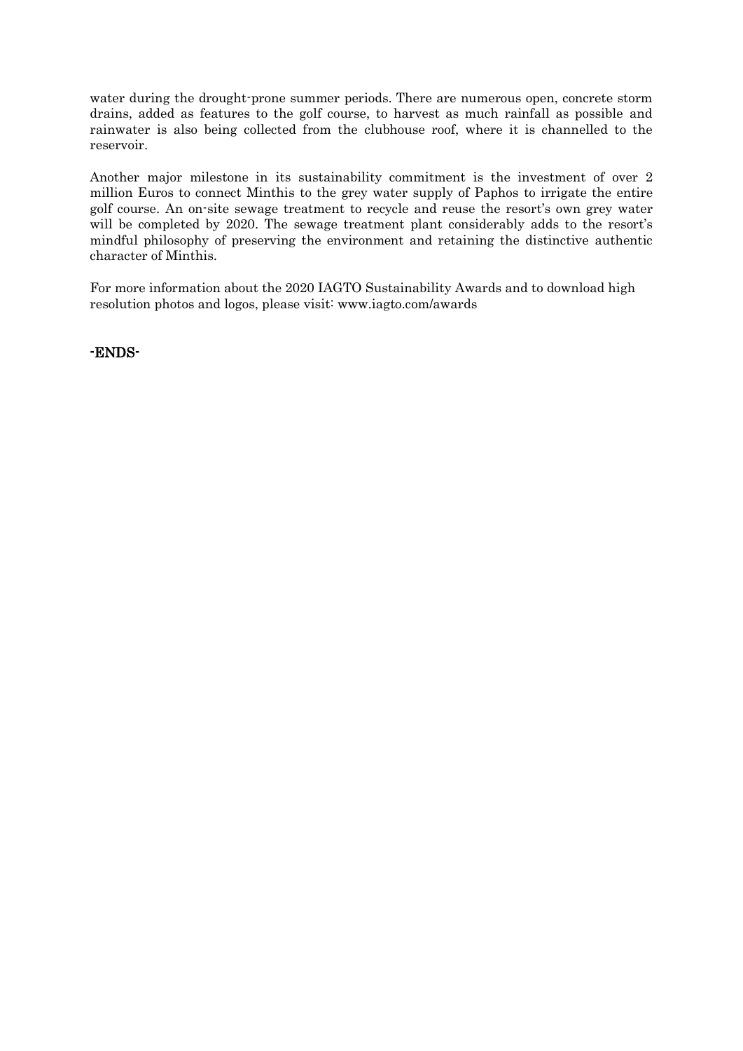water during the drought-prone summer periods. There are numerous open, concrete storm drains, added as features to the golf course, to harvest as much rainfall as possible and rainwater is also being collected from the clubhouse roof, where it is channelled to the reservoir.

Another major milestone in its sustainability commitment is the investment of over 2 million Euros to connect Minthis to the grey water supply of Paphos to irrigate the entire golf course. An on-site sewage treatment to recycle and reuse the resort's own grey water will be completed by 2020. The sewage treatment plant considerably adds to the resort's mindful philosophy of preserving the environment and retaining the distinctive authentic character of Minthis.

For more information about the 2020 IAGTO Sustainability Awards and to download high resolution photos and logos, please visit: www.iagto.com/awards

**-ENDS-**